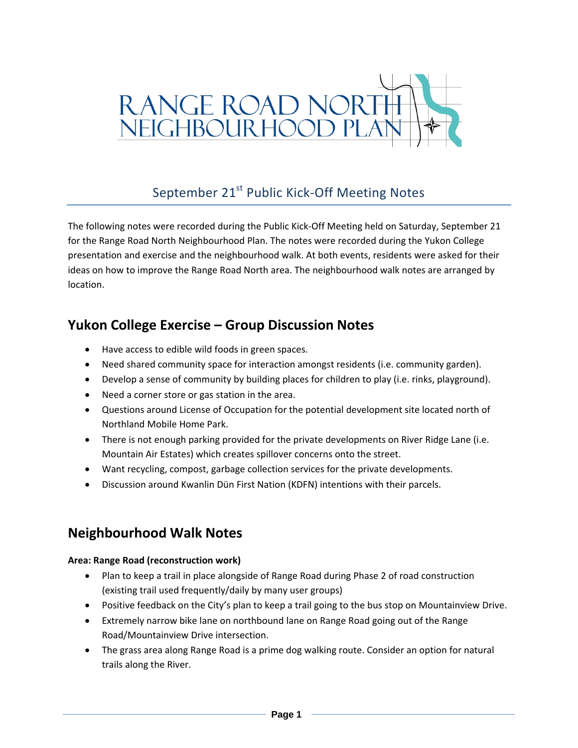# RANGE ROAD NORTH NEIGHBOURHOOD PLAN

## September 21st Public Kick-Off Meeting Notes

The following notes were recorded during the Public Kick-Off Meeting held on Saturday, September 21 for the Range Road North Neighbourhood Plan. The notes were recorded during the Yukon College presentation and exercise and the neighbourhood walk. At both events, residents were asked for their ideas on how to improve the Range Road North area. The neighbourhood walk notes are arranged by location.

## Yukon College Exercise – Group Discussion Notes

- Have access to edible wild foods in green spaces.
- Need shared community space for interaction amongst residents (i.e. community garden).
- Develop a sense of community by building places for children to play (i.e. rinks, playground).
- Need a corner store or gas station in the area.
- Questions around License of Occupation for the potential development site located north of Northland Mobile Home Park.
- There is not enough parking provided for the private developments on River Ridge Lane (i.e. Mountain Air Estates) which creates spillover concerns onto the street.
- Want recycling, compost, garbage collection services for the private developments.
- Discussion around Kwanlin Dün First Nation (KDFN) intentions with their parcels.

## Neighbourhood Walk Notes

**Area: Range Road (reconstruction work)**

- Plan to keep a trail in place alongside of Range Road during Phase 2 of road construction (existing trail used frequently/daily by many user groups)
- Positive feedback on the City's plan to keep a trail going to the bus stop on Mountainview Drive.
- Extremely narrow bike lane on northbound lane on Range Road going out of the Range Road/Mountainview Drive intersection.
- The grass area along Range Road is a prime dog walking route. Consider an option for natural trails along the River.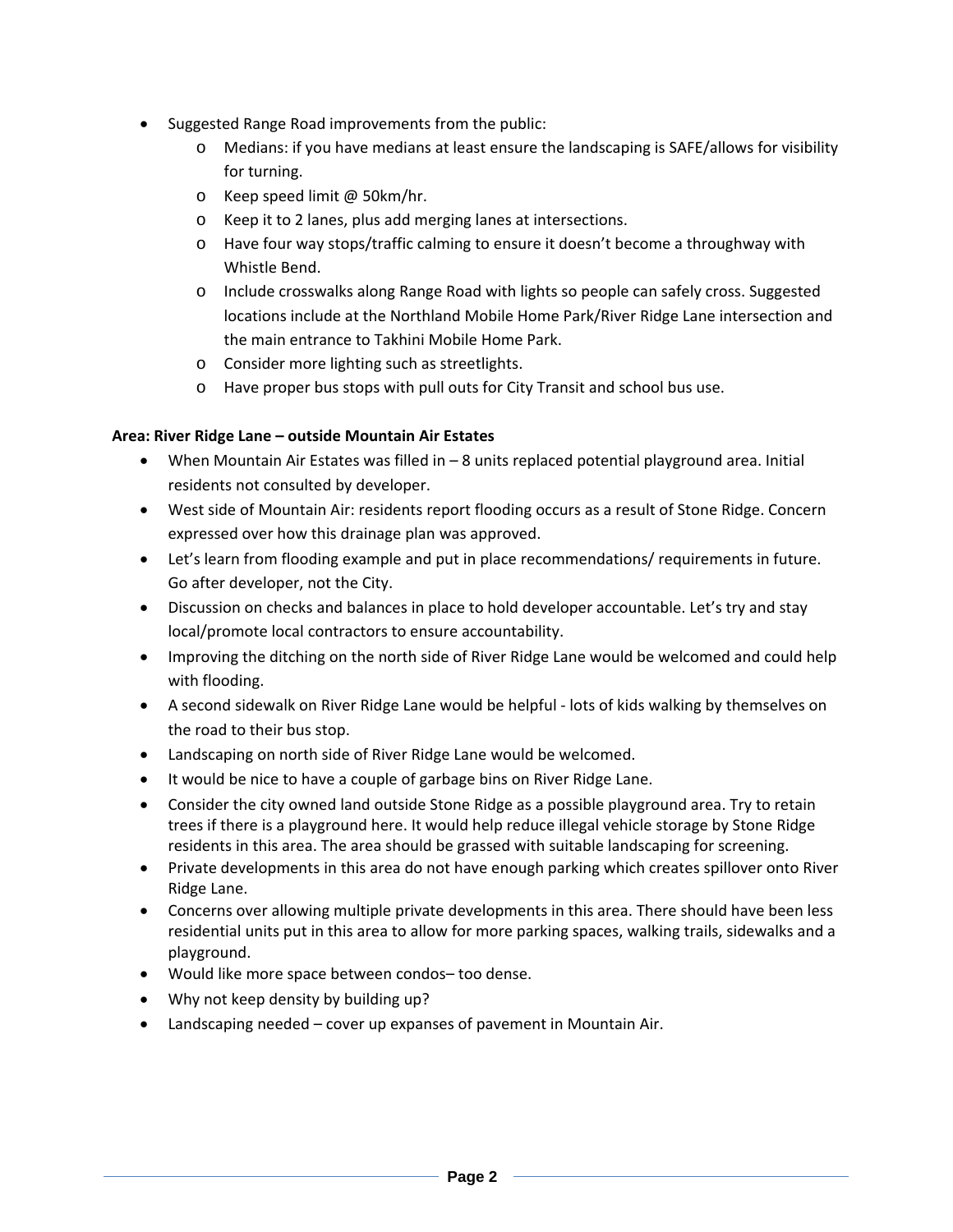- Suggested Range Road improvements from the public:
  - Medians: if you have medians at least ensure the landscaping is SAFE/allows for visibility for turning.
  - Keep speed limit @ 50km/hr.
  - Keep it to 2 lanes, plus add merging lanes at intersections.
  - Have four way stops/traffic calming to ensure it doesn't become a throughway with Whistle Bend.
  - Include crosswalks along Range Road with lights so people can safely cross. Suggested locations include at the Northland Mobile Home Park/River Ridge Lane intersection and the main entrance to Takhini Mobile Home Park.
  - Consider more lighting such as streetlights.
  - Have proper bus stops with pull outs for City Transit and school bus use.

**Area: River Ridge Lane – outside Mountain Air Estates**

- When Mountain Air Estates was filled in – 8 units replaced potential playground area. Initial residents not consulted by developer.
- West side of Mountain Air: residents report flooding occurs as a result of Stone Ridge. Concern expressed over how this drainage plan was approved.
- Let's learn from flooding example and put in place recommendations/ requirements in future. Go after developer, not the City.
- Discussion on checks and balances in place to hold developer accountable. Let's try and stay local/promote local contractors to ensure accountability.
- Improving the ditching on the north side of River Ridge Lane would be welcomed and could help with flooding.
- A second sidewalk on River Ridge Lane would be helpful - lots of kids walking by themselves on the road to their bus stop.
- Landscaping on north side of River Ridge Lane would be welcomed.
- It would be nice to have a couple of garbage bins on River Ridge Lane.
- Consider the city owned land outside Stone Ridge as a possible playground area. Try to retain trees if there is a playground here. It would help reduce illegal vehicle storage by Stone Ridge residents in this area. The area should be grassed with suitable landscaping for screening.
- Private developments in this area do not have enough parking which creates spillover onto River Ridge Lane.
- Concerns over allowing multiple private developments in this area. There should have been less residential units put in this area to allow for more parking spaces, walking trails, sidewalks and a playground.
- Would like more space between condos– too dense.
- Why not keep density by building up?
- Landscaping needed – cover up expanses of pavement in Mountain Air.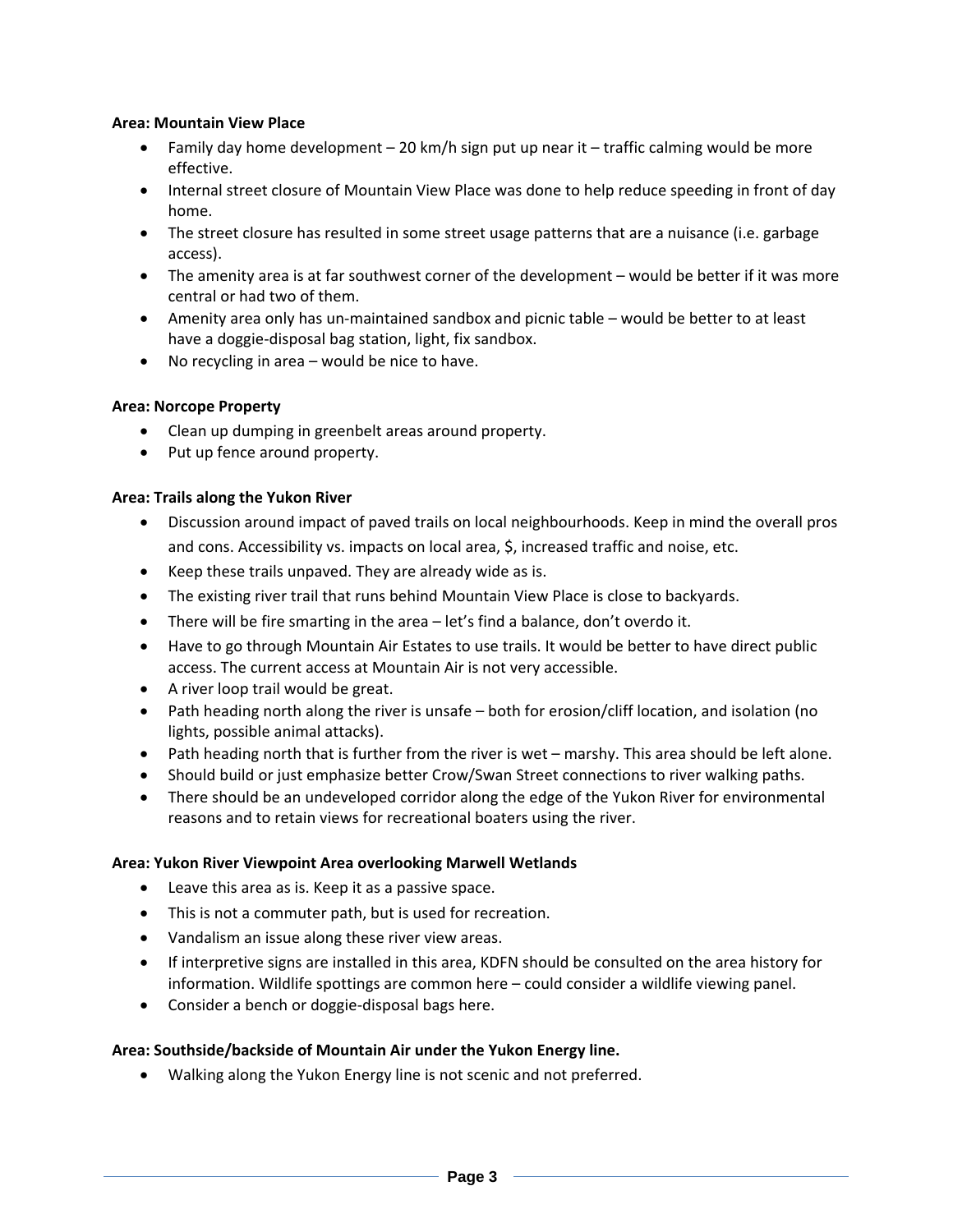**Area: Mountain View Place**

- Family day home development – 20 km/h sign put up near it – traffic calming would be more effective.
- Internal street closure of Mountain View Place was done to help reduce speeding in front of day home.
- The street closure has resulted in some street usage patterns that are a nuisance (i.e. garbage access).
- The amenity area is at far southwest corner of the development – would be better if it was more central or had two of them.
- Amenity area only has un-maintained sandbox and picnic table – would be better to at least have a doggie-disposal bag station, light, fix sandbox.
- No recycling in area – would be nice to have.

**Area: Norcope Property**

- Clean up dumping in greenbelt areas around property.
- Put up fence around property.

**Area: Trails along the Yukon River**

- Discussion around impact of paved trails on local neighbourhoods. Keep in mind the overall pros and cons. Accessibility vs. impacts on local area, $, increased traffic and noise, etc.
- Keep these trails unpaved. They are already wide as is.
- The existing river trail that runs behind Mountain View Place is close to backyards.
- There will be fire smarting in the area – let's find a balance, don't overdo it.
- Have to go through Mountain Air Estates to use trails. It would be better to have direct public access. The current access at Mountain Air is not very accessible.
- A river loop trail would be great.
- Path heading north along the river is unsafe – both for erosion/cliff location, and isolation (no lights, possible animal attacks).
- Path heading north that is further from the river is wet – marshy. This area should be left alone.
- Should build or just emphasize better Crow/Swan Street connections to river walking paths.
- There should be an undeveloped corridor along the edge of the Yukon River for environmental reasons and to retain views for recreational boaters using the river.

**Area: Yukon River Viewpoint Area overlooking Marwell Wetlands**

- Leave this area as is. Keep it as a passive space.
- This is not a commuter path, but is used for recreation.
- Vandalism an issue along these river view areas.
- If interpretive signs are installed in this area, KDFN should be consulted on the area history for information. Wildlife spottings are common here – could consider a wildlife viewing panel.
- Consider a bench or doggie-disposal bags here.

**Area: Southside/backside of Mountain Air under the Yukon Energy line.**

- Walking along the Yukon Energy line is not scenic and not preferred.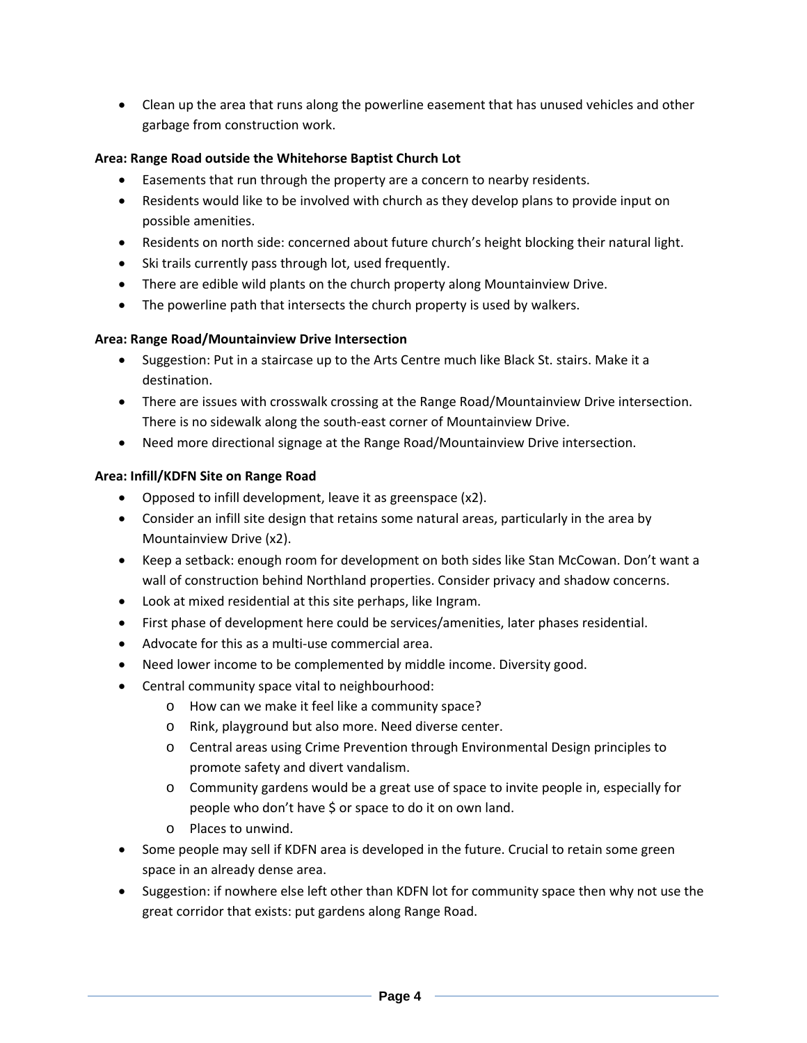- Clean up the area that runs along the powerline easement that has unused vehicles and other garbage from construction work.

**Area: Range Road outside the Whitehorse Baptist Church Lot**

- Easements that run through the property are a concern to nearby residents.
- Residents would like to be involved with church as they develop plans to provide input on possible amenities.
- Residents on north side: concerned about future church's height blocking their natural light.
- Ski trails currently pass through lot, used frequently.
- There are edible wild plants on the church property along Mountainview Drive.
- The powerline path that intersects the church property is used by walkers.

**Area: Range Road/Mountainview Drive Intersection**

- Suggestion: Put in a staircase up to the Arts Centre much like Black St. stairs. Make it a destination.
- There are issues with crosswalk crossing at the Range Road/Mountainview Drive intersection. There is no sidewalk along the south-east corner of Mountainview Drive.
- Need more directional signage at the Range Road/Mountainview Drive intersection.

**Area: Infill/KDFN Site on Range Road**

- Opposed to infill development, leave it as greenspace (x2).
- Consider an infill site design that retains some natural areas, particularly in the area by Mountainview Drive (x2).
- Keep a setback: enough room for development on both sides like Stan McCowan. Don't want a wall of construction behind Northland properties. Consider privacy and shadow concerns.
- Look at mixed residential at this site perhaps, like Ingram.
- First phase of development here could be services/amenities, later phases residential.
- Advocate for this as a multi-use commercial area.
- Need lower income to be complemented by middle income. Diversity good.
- Central community space vital to neighbourhood:
  - How can we make it feel like a community space?
  - Rink, playground but also more. Need diverse center.
  - Central areas using Crime Prevention through Environmental Design principles to promote safety and divert vandalism.
  - Community gardens would be a great use of space to invite people in, especially for people who don't have $ or space to do it on own land.
  - Places to unwind.
- Some people may sell if KDFN area is developed in the future. Crucial to retain some green space in an already dense area.
- Suggestion: if nowhere else left other than KDFN lot for community space then why not use the great corridor that exists: put gardens along Range Road.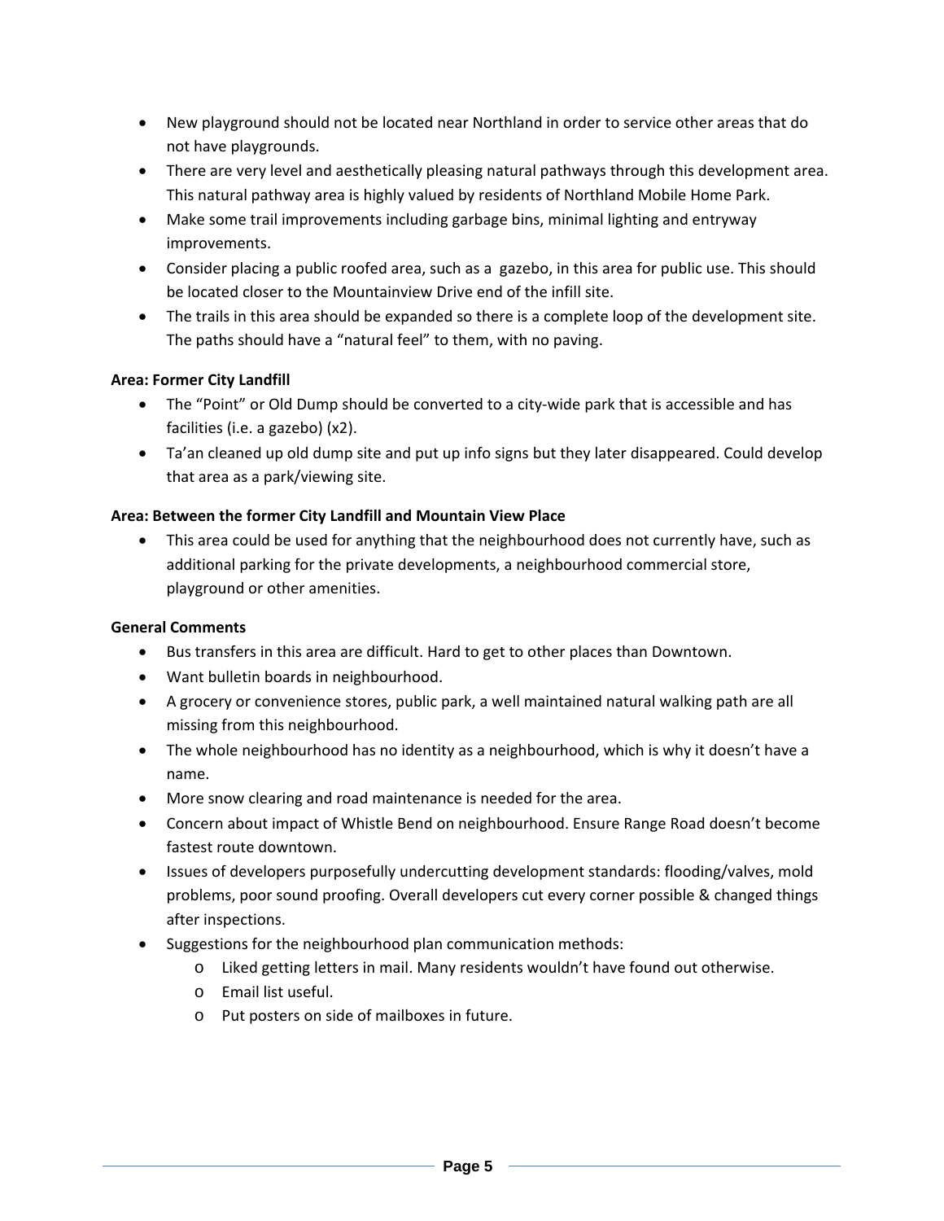- New playground should not be located near Northland in order to service other areas that do not have playgrounds.
- There are very level and aesthetically pleasing natural pathways through this development area. This natural pathway area is highly valued by residents of Northland Mobile Home Park.
- Make some trail improvements including garbage bins, minimal lighting and entryway improvements.
- Consider placing a public roofed area, such as a gazebo, in this area for public use. This should be located closer to the Mountainview Drive end of the infill site.
- The trails in this area should be expanded so there is a complete loop of the development site. The paths should have a "natural feel" to them, with no paving.

**Area: Former City Landfill**

- The "Point" or Old Dump should be converted to a city-wide park that is accessible and has facilities (i.e. a gazebo) (x2).
- Ta'an cleaned up old dump site and put up info signs but they later disappeared. Could develop that area as a park/viewing site.

**Area: Between the former City Landfill and Mountain View Place**

- This area could be used for anything that the neighbourhood does not currently have, such as additional parking for the private developments, a neighbourhood commercial store, playground or other amenities.

**General Comments**

- Bus transfers in this area are difficult. Hard to get to other places than Downtown.
- Want bulletin boards in neighbourhood.
- A grocery or convenience stores, public park, a well maintained natural walking path are all missing from this neighbourhood.
- The whole neighbourhood has no identity as a neighbourhood, which is why it doesn't have a name.
- More snow clearing and road maintenance is needed for the area.
- Concern about impact of Whistle Bend on neighbourhood. Ensure Range Road doesn't become fastest route downtown.
- Issues of developers purposefully undercutting development standards: flooding/valves, mold problems, poor sound proofing. Overall developers cut every corner possible & changed things after inspections.
- Suggestions for the neighbourhood plan communication methods:
  - Liked getting letters in mail. Many residents wouldn't have found out otherwise.
  - Email list useful.
  - Put posters on side of mailboxes in future.